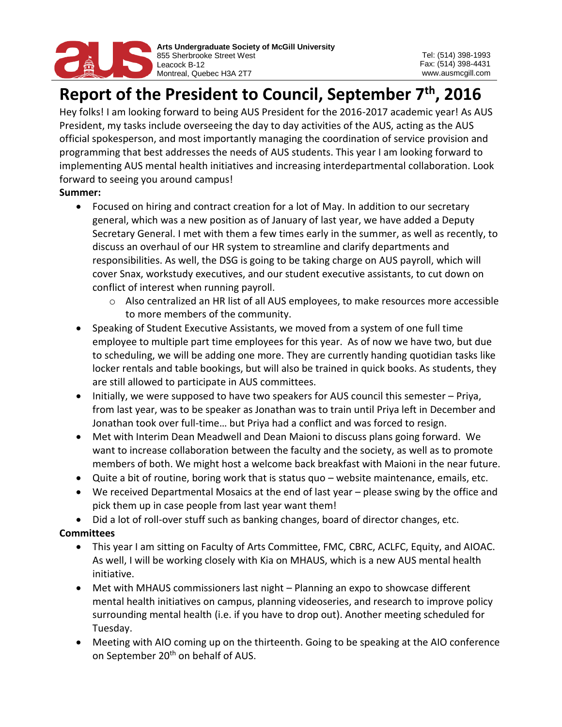Arts Undergraduate Society of McGill University
855 Sherbrooke Street West
Leacock B-12
Montreal, Quebec H3A 2T7

Tel: (514) 398-1993
Fax: (514) 398-4431
www.ausmcgill.com

# Report of the President to Council, September 7th, 2016

Hey folks! I am looking forward to being AUS President for the 2016-2017 academic year! As AUS President, my tasks include overseeing the day to day activities of the AUS, acting as the AUS official spokesperson, and most importantly managing the coordination of service provision and programming that best addresses the needs of AUS students. This year I am looking forward to implementing AUS mental health initiatives and increasing interdepartmental collaboration. Look forward to seeing you around campus!

**Summer:**

- Focused on hiring and contract creation for a lot of May. In addition to our secretary general, which was a new position as of January of last year, we have added a Deputy Secretary General. I met with them a few times early in the summer, as well as recently, to discuss an overhaul of our HR system to streamline and clarify departments and responsibilities. As well, the DSG is going to be taking charge on AUS payroll, which will cover Snax, workstudy executives, and our student executive assistants, to cut down on conflict of interest when running payroll.
    - Also centralized an HR list of all AUS employees, to make resources more accessible to more members of the community.
- Speaking of Student Executive Assistants, we moved from a system of one full time employee to multiple part time employees for this year. As of now we have two, but due to scheduling, we will be adding one more. They are currently handing quotidian tasks like locker rentals and table bookings, but will also be trained in quick books. As students, they are still allowed to participate in AUS committees.
- Initially, we were supposed to have two speakers for AUS council this semester – Priya, from last year, was to be speaker as Jonathan was to train until Priya left in December and Jonathan took over full-time… but Priya had a conflict and was forced to resign.
- Met with Interim Dean Meadwell and Dean Maioni to discuss plans going forward. We want to increase collaboration between the faculty and the society, as well as to promote members of both. We might host a welcome back breakfast with Maioni in the near future.
- Quite a bit of routine, boring work that is status quo – website maintenance, emails, etc.
- We received Departmental Mosaics at the end of last year – please swing by the office and pick them up in case people from last year want them!
- Did a lot of roll-over stuff such as banking changes, board of director changes, etc.

**Committees**

- This year I am sitting on Faculty of Arts Committee, FMC, CBRC, ACLFC, Equity, and AIOAC. As well, I will be working closely with Kia on MHAUS, which is a new AUS mental health initiative.
- Met with MHAUS commissioners last night – Planning an expo to showcase different mental health initiatives on campus, planning videoseries, and research to improve policy surrounding mental health (i.e. if you have to drop out). Another meeting scheduled for Tuesday.
- Meeting with AIO coming up on the thirteenth. Going to be speaking at the AIO conference on September 20th on behalf of AUS.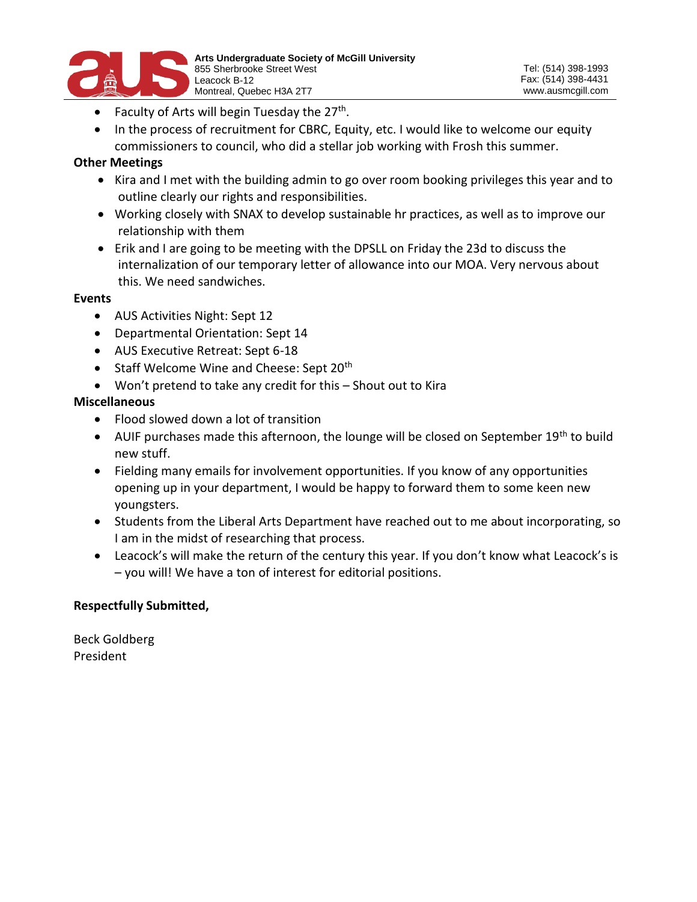- Faculty of Arts will begin Tuesday the 27th.
- In the process of recruitment for CBRC, Equity, etc. I would like to welcome our equity commissioners to council, who did a stellar job working with Frosh this summer.

**Other Meetings**

- Kira and I met with the building admin to go over room booking privileges this year and to outline clearly our rights and responsibilities.
- Working closely with SNAX to develop sustainable hr practices, as well as to improve our relationship with them
- Erik and I are going to be meeting with the DPSLL on Friday the 23d to discuss the internalization of our temporary letter of allowance into our MOA. Very nervous about this. We need sandwiches.

**Events**

- AUS Activities Night: Sept 12
- Departmental Orientation: Sept 14
- AUS Executive Retreat: Sept 6-18
- Staff Welcome Wine and Cheese: Sept 20th
- Won't pretend to take any credit for this – Shout out to Kira

**Miscellaneous**

- Flood slowed down a lot of transition
- AUIF purchases made this afternoon, the lounge will be closed on September 19th to build new stuff.
- Fielding many emails for involvement opportunities. If you know of any opportunities opening up in your department, I would be happy to forward them to some keen new youngsters.
- Students from the Liberal Arts Department have reached out to me about incorporating, so I am in the midst of researching that process.
- Leacock's will make the return of the century this year. If you don't know what Leacock's is – you will! We have a ton of interest for editorial positions.

**Respectfully Submitted,**

Beck Goldberg
President